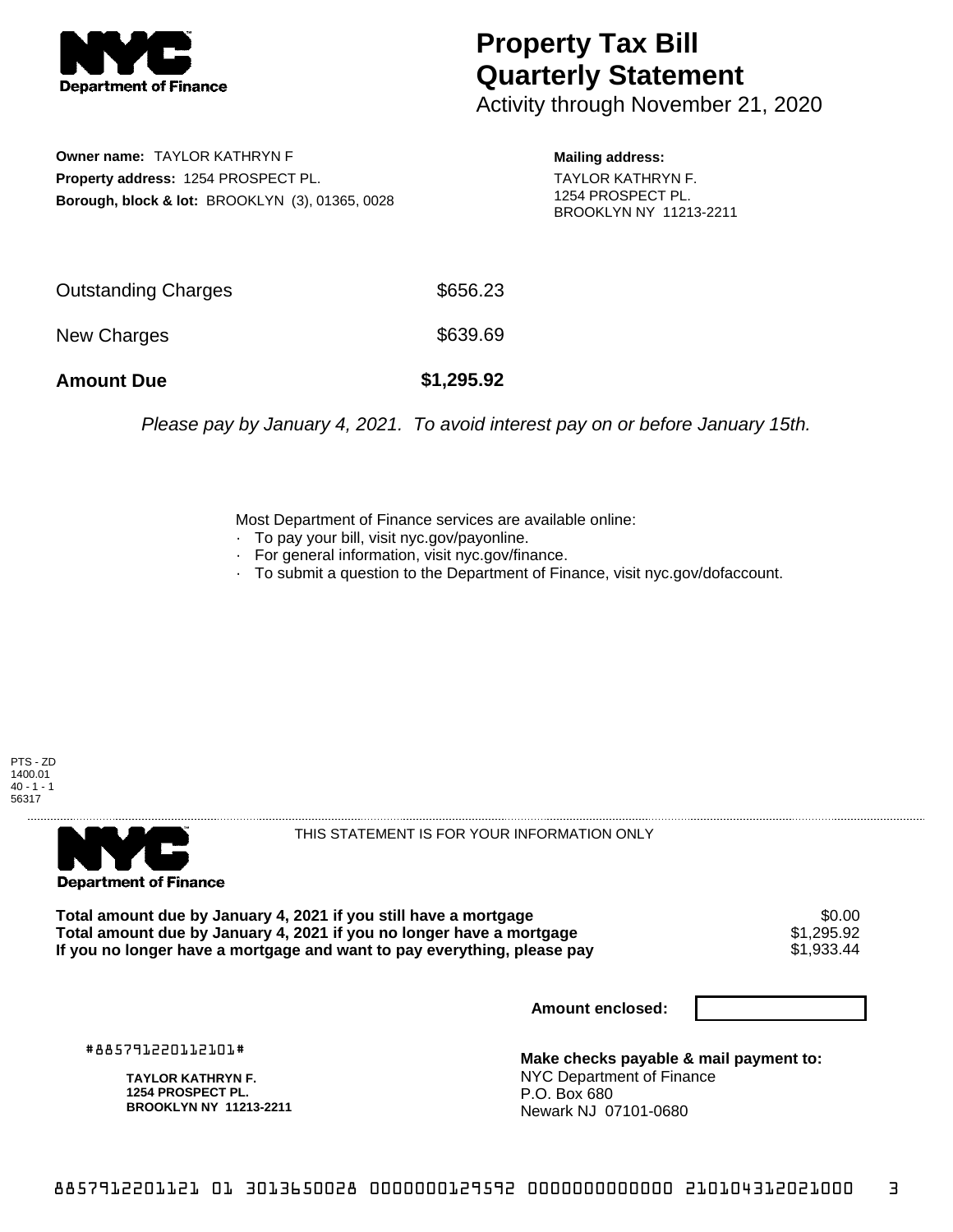**Department of Finance**

# Property Tax Bill Quarterly Statement

Activity through November 21, 2020

**Owner name:** TAYLOR KATHRYN F
**Property address:** 1254 PROSPECT PL.
**Borough, block & lot:** BROOKLYN (3), 01365, 0028

**Mailing address:**
TAYLOR KATHRYN F.
1254 PROSPECT PL.
BROOKLYN NY 11213-2211

| | |
|---|---|
| Outstanding Charges | $656.23 |
| New Charges | $639.69 |
| **Amount Due** | **$1,295.92** |

*Please pay by January 4, 2021. To avoid interest pay on or before January 15th.*

Most Department of Finance services are available online:

- To pay your bill, visit nyc.gov/payonline.
- For general information, visit nyc.gov/finance.
- To submit a question to the Department of Finance, visit nyc.gov/dofaccount.

PTS - ZD
1400.01
40 - 1 - 1
56317

**Department of Finance**

THIS STATEMENT IS FOR YOUR INFORMATION ONLY

| | |
|---|---|
| **Total amount due by January 4, 2021 if you still have a mortgage** | $0.00 |
| **Total amount due by January 4, 2021 if you no longer have a mortgage** | $1,295.92 |
| **If you no longer have a mortgage and want to pay everything, please pay** | $1,933.44 |

**Amount enclosed:**

#885791220112101#

**TAYLOR KATHRYN F.**
**1254 PROSPECT PL.**
**BROOKLYN NY 11213-2211**

**Make checks payable & mail payment to:**
NYC Department of Finance
P.O. Box 680
Newark NJ 07101-0680

8857912201121 01 3013650028 0000000129592 0000000000000 210104312021000 3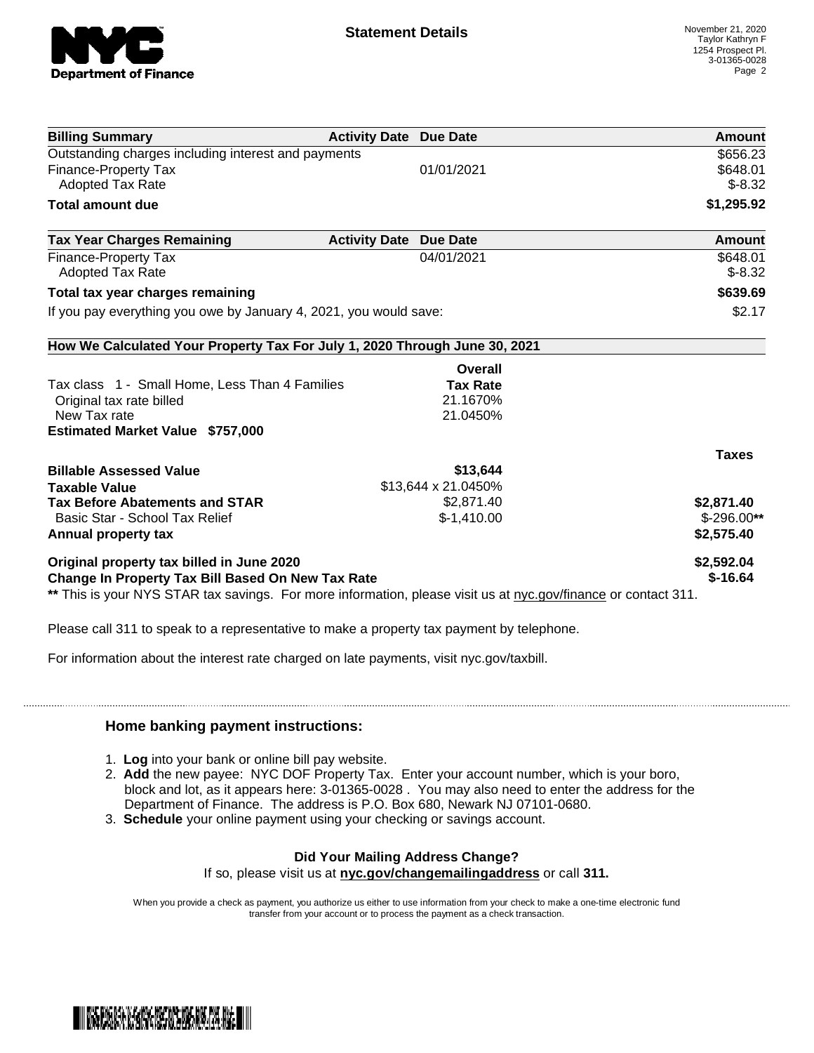**Statement Details**

November 21, 2020
Taylor Kathryn F
1254 Prospect Pl.
3-01365-0028

| Billing Summary | Activity Date | Due Date | Amount |
|---|---|---|---|
| Outstanding charges including interest and payments | | | $656.23 |
| Finance-Property Tax | | 01/01/2021 | $648.01 |
| Adopted Tax Rate | | | $-8.32 |
| **Total amount due** | | | **$1,295.92** |

| Tax Year Charges Remaining | Activity Date | Due Date | Amount |
|---|---|---|---|
| Finance-Property Tax | | 04/01/2021 | $648.01 |
| Adopted Tax Rate | | | $-8.32 |
| **Total tax year charges remaining** | | | **$639.69** |
| If you pay everything you owe by January 4, 2021, you would save: | | | $2.17 |

**How We Calculated Your Property Tax For July 1, 2020 Through June 30, 2021**

| | Overall Tax Rate | |
|---|---|---|
| Tax class 1 - Small Home, Less Than 4 Families | | |
| Original tax rate billed | 21.1670% | |
| New Tax rate | 21.0450% | |
| **Estimated Market Value $757,000** | | |

| | | Taxes |
|---|---|---|
| **Billable Assessed Value** | **$13,644** | |
| **Taxable Value** | $13,644 x 21.0450% | |
| **Tax Before Abatements and STAR** | $2,871.40 | **$2,871.40** |
| Basic Star - School Tax Relief | $-1,410.00 | $-296.00** |
| **Annual property tax** | | **$2,575.40** |
| **Original property tax billed in June 2020** | | **$2,592.04** |
| **Change In Property Tax Bill Based On New Tax Rate** | | **$-16.64** |

** This is your NYS STAR tax savings. For more information, please visit us at nyc.gov/finance or contact 311.

Please call 311 to speak to a representative to make a property tax payment by telephone.

For information about the interest rate charged on late payments, visit nyc.gov/taxbill.

## Home banking payment instructions:

1. **Log** into your bank or online bill pay website.
2. **Add** the new payee: NYC DOF Property Tax. Enter your account number, which is your boro, block and lot, as it appears here: 3-01365-0028 . You may also need to enter the address for the Department of Finance. The address is P.O. Box 680, Newark NJ 07101-0680.
3. **Schedule** your online payment using your checking or savings account.

**Did Your Mailing Address Change?**

If so, please visit us at **nyc.gov/changemailingaddress** or call **311.**

When you provide a check as payment, you authorize us either to use information from your check to make a one-time electronic fund transfer from your account or to process the payment as a check transaction.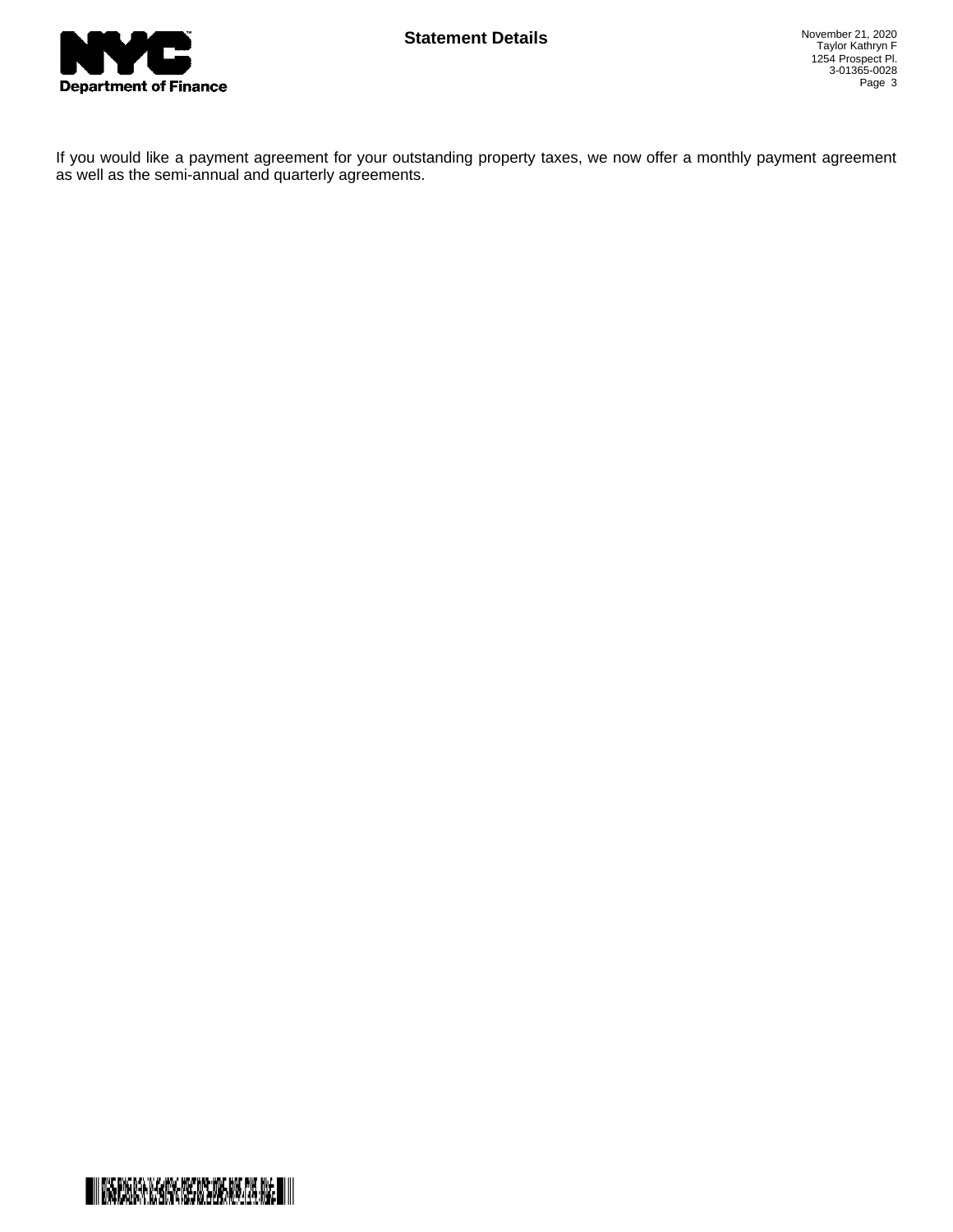If you would like a payment agreement for your outstanding property taxes, we now offer a monthly payment agreement as well as the semi-annual and quarterly agreements.